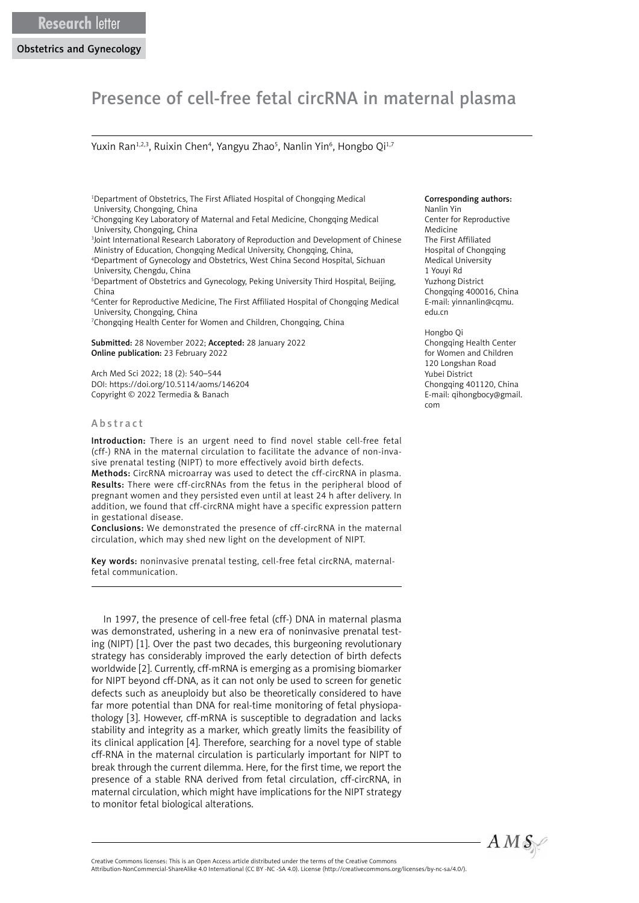Research letter

Obstetrics and Gynecology

# Presence of cell-free fetal circRNA in maternal plasma

Yuxin Ran[1,2,3], Ruixin Chen[4], Yangyu Zhao[5], Nanlin Yin[6], Hongbo Qi[1,7]

[1]Department of Obstetrics, The First Afliated Hospital of Chongqing Medical University, Chongqing, China
[2]Chongqing Key Laboratory of Maternal and Fetal Medicine, Chongqing Medical University, Chongqing, China
[3]Joint International Research Laboratory of Reproduction and Development of Chinese Ministry of Education, Chongqing Medical University, Chongqing, China,
[4]Department of Gynecology and Obstetrics, West China Second Hospital, Sichuan University, Chengdu, China
[5]Department of Obstetrics and Gynecology, Peking University Third Hospital, Beijing, China
[6]Center for Reproductive Medicine, The First Affiliated Hospital of Chongqing Medical University, Chongqing, China
[7]Chongqing Health Center for Women and Children, Chongqing, China

**Submitted:** 28 November 2022; **Accepted:** 28 January 2022
**Online publication:** 23 February 2022

Arch Med Sci 2022; 18 (2): 540–544
DOI: https://doi.org/10.5114/aoms/146204
Copyright © 2022 Termedia & Banach

**Corresponding authors:**
Nanlin Yin
Center for Reproductive Medicine
The First Affiliated Hospital of Chongqing Medical University
1 Youyi Rd
Yuzhong District
Chongqing 400016, China
E-mail: yinnanlin@cqmu.edu.cn

Hongbo Qi
Chongqing Health Center for Women and Children
120 Longshan Road
Yubei District
Chongqing 401120, China
E-mail: qihongbocy@gmail.com

## Abstract

**Introduction:** There is an urgent need to find novel stable cell-free fetal (cff-) RNA in the maternal circulation to facilitate the advance of non-invasive prenatal testing (NIPT) to more effectively avoid birth defects.

**Methods:** CircRNA microarray was used to detect the cff-circRNA in plasma.

**Results:** There were cff-circRNAs from the fetus in the peripheral blood of pregnant women and they persisted even until at least 24 h after delivery. In addition, we found that cff-circRNA might have a specific expression pattern in gestational disease.

**Conclusions:** We demonstrated the presence of cff-circRNA in the maternal circulation, which may shed new light on the development of NIPT.

**Key words:** noninvasive prenatal testing, cell-free fetal circRNA, maternal-fetal communication.

In 1997, the presence of cell-free fetal (cff-) DNA in maternal plasma was demonstrated, ushering in a new era of noninvasive prenatal testing (NIPT) [1]. Over the past two decades, this burgeoning revolutionary strategy has considerably improved the early detection of birth defects worldwide [2]. Currently, cff-mRNA is emerging as a promising biomarker for NIPT beyond cff-DNA, as it can not only be used to screen for genetic defects such as aneuploidy but also be theoretically considered to have far more potential than DNA for real-time monitoring of fetal physiopathology [3]. However, cff-mRNA is susceptible to degradation and lacks stability and integrity as a marker, which greatly limits the feasibility of its clinical application [4]. Therefore, searching for a novel type of stable cff-RNA in the maternal circulation is particularly important for NIPT to break through the current dilemma. Here, for the first time, we report the presence of a stable RNA derived from fetal circulation, cff-circRNA, in maternal circulation, which might have implications for the NIPT strategy to monitor fetal biological alterations.

Creative Commons licenses: This is an Open Access article distributed under the terms of the Creative Commons Attribution-NonCommercial-ShareAlike 4.0 International (CC BY -NC -SA 4.0). License (http://creativecommons.org/licenses/by-nc-sa/4.0/).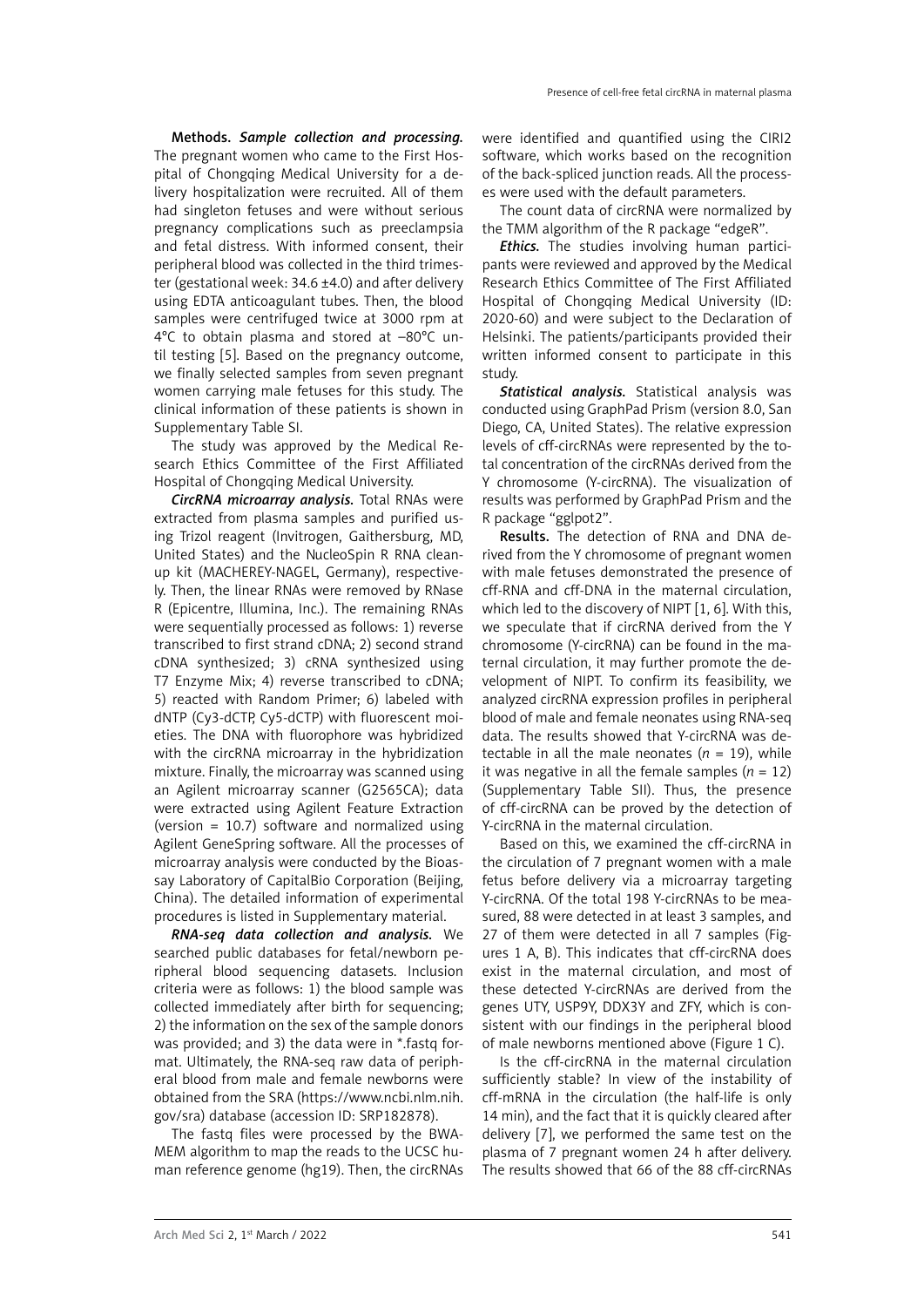**Methods.** ***Sample collection and processing.*** The pregnant women who came to the First Hospital of Chongqing Medical University for a delivery hospitalization were recruited. All of them had singleton fetuses and were without serious pregnancy complications such as preeclampsia and fetal distress. With informed consent, their peripheral blood was collected in the third trimester (gestational week: 34.6 ±4.0) and after delivery using EDTA anticoagulant tubes. Then, the blood samples were centrifuged twice at 3000 rpm at 4°C to obtain plasma and stored at –80°C until testing [5]. Based on the pregnancy outcome, we finally selected samples from seven pregnant women carrying male fetuses for this study. The clinical information of these patients is shown in Supplementary Table SI.

The study was approved by the Medical Research Ethics Committee of the First Affiliated Hospital of Chongqing Medical University.

***CircRNA microarray analysis.*** Total RNAs were extracted from plasma samples and purified using Trizol reagent (Invitrogen, Gaithersburg, MD, United States) and the NucleoSpin R RNA cleanup kit (MACHEREY-NAGEL, Germany), respectively. Then, the linear RNAs were removed by RNase R (Epicentre, Illumina, Inc.). The remaining RNAs were sequentially processed as follows: 1) reverse transcribed to first strand cDNA; 2) second strand cDNA synthesized; 3) cRNA synthesized using T7 Enzyme Mix; 4) reverse transcribed to cDNA; 5) reacted with Random Primer; 6) labeled with dNTP (Cy3-dCTP, Cy5-dCTP) with fluorescent moieties. The DNA with fluorophore was hybridized with the circRNA microarray in the hybridization mixture. Finally, the microarray was scanned using an Agilent microarray scanner (G2565CA); data were extracted using Agilent Feature Extraction (version = 10.7) software and normalized using Agilent GeneSpring software. All the processes of microarray analysis were conducted by the Bioassay Laboratory of CapitalBio Corporation (Beijing, China). The detailed information of experimental procedures is listed in Supplementary material.

***RNA-seq data collection and analysis.*** We searched public databases for fetal/newborn peripheral blood sequencing datasets. Inclusion criteria were as follows: 1) the blood sample was collected immediately after birth for sequencing; 2) the information on the sex of the sample donors was provided; and 3) the data were in *.fastq format. Ultimately, the RNA-seq raw data of peripheral blood from male and female newborns were obtained from the SRA (https://www.ncbi.nlm.nih.gov/sra) database (accession ID: SRP182878).

The fastq files were processed by the BWA-MEM algorithm to map the reads to the UCSC human reference genome (hg19). Then, the circRNAs were identified and quantified using the CIRI2 software, which works based on the recognition of the back-spliced junction reads. All the processes were used with the default parameters.

The count data of circRNA were normalized by the TMM algorithm of the R package "edgeR".

***Ethics.*** The studies involving human participants were reviewed and approved by the Medical Research Ethics Committee of The First Affiliated Hospital of Chongqing Medical University (ID: 2020-60) and were subject to the Declaration of Helsinki. The patients/participants provided their written informed consent to participate in this study.

***Statistical analysis.*** Statistical analysis was conducted using GraphPad Prism (version 8.0, San Diego, CA, United States). The relative expression levels of cff-circRNAs were represented by the total concentration of the circRNAs derived from the Y chromosome (Y-circRNA). The visualization of results was performed by GraphPad Prism and the R package "gglpot2".

**Results.** The detection of RNA and DNA derived from the Y chromosome of pregnant women with male fetuses demonstrated the presence of cff-RNA and cff-DNA in the maternal circulation, which led to the discovery of NIPT [1, 6]. With this, we speculate that if circRNA derived from the Y chromosome (Y-circRNA) can be found in the maternal circulation, it may further promote the development of NIPT. To confirm its feasibility, we analyzed circRNA expression profiles in peripheral blood of male and female neonates using RNA-seq data. The results showed that Y-circRNA was detectable in all the male neonates ($n$ = 19), while it was negative in all the female samples ($n$ = 12) (Supplementary Table SII). Thus, the presence of cff-circRNA can be proved by the detection of Y-circRNA in the maternal circulation.

Based on this, we examined the cff-circRNA in the circulation of 7 pregnant women with a male fetus before delivery via a microarray targeting Y-circRNA. Of the total 198 Y-circRNAs to be measured, 88 were detected in at least 3 samples, and 27 of them were detected in all 7 samples (Figures 1 A, B). This indicates that cff-circRNA does exist in the maternal circulation, and most of these detected Y-circRNAs are derived from the genes UTY, USP9Y, DDX3Y and ZFY, which is consistent with our findings in the peripheral blood of male newborns mentioned above (Figure 1 C).

Is the cff-circRNA in the maternal circulation sufficiently stable? In view of the instability of cff-mRNA in the circulation (the half-life is only 14 min), and the fact that it is quickly cleared after delivery [7], we performed the same test on the plasma of 7 pregnant women 24 h after delivery. The results showed that 66 of the 88 cff-circRNAs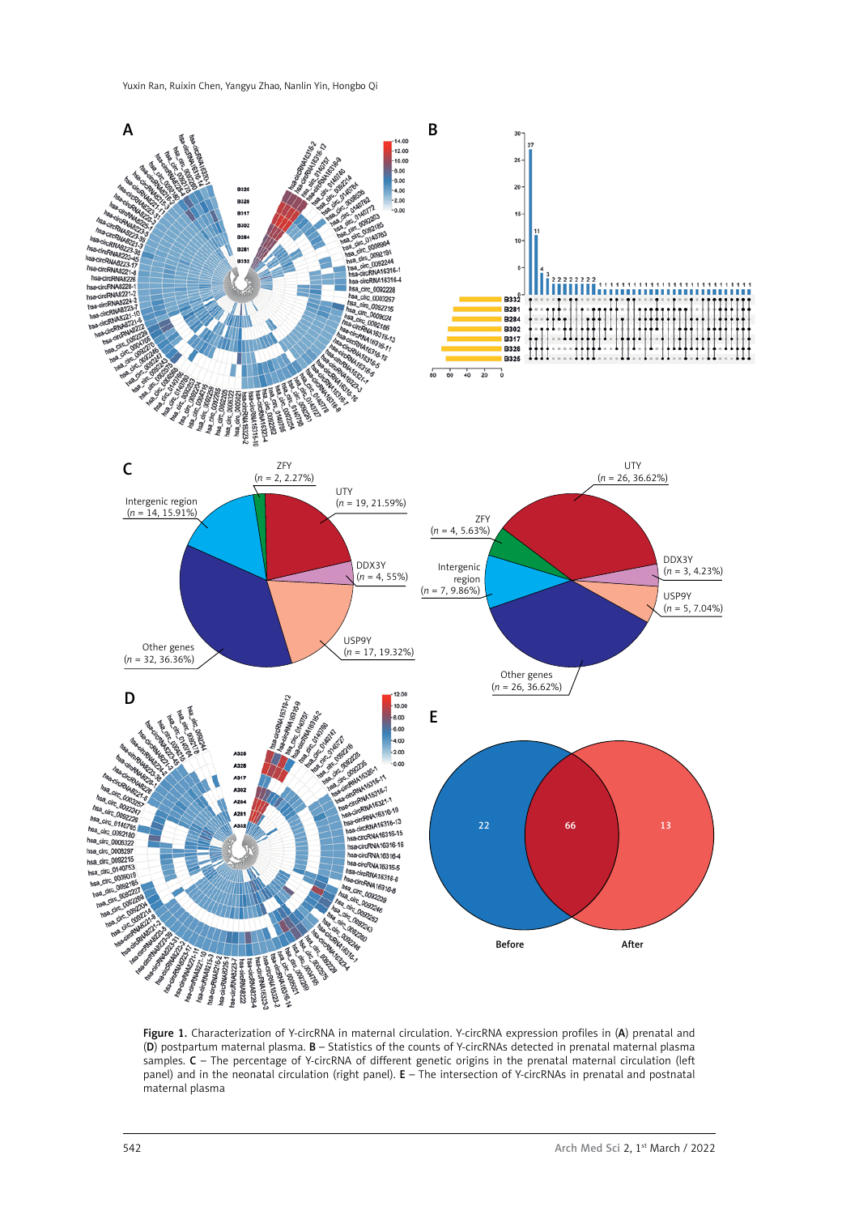**Figure 1.** Characterization of Y-circRNA in maternal circulation. Y-circRNA expression profiles in (**A**) prenatal and (**D**) postpartum maternal plasma. **B** – Statistics of the counts of Y-circRNAs detected in prenatal maternal plasma samples. **C** – The percentage of Y-circRNA of different genetic origins in the prenatal maternal circulation (left panel) and in the neonatal circulation (right panel). **E** – The intersection of Y-circRNAs in prenatal and postnatal maternal plasma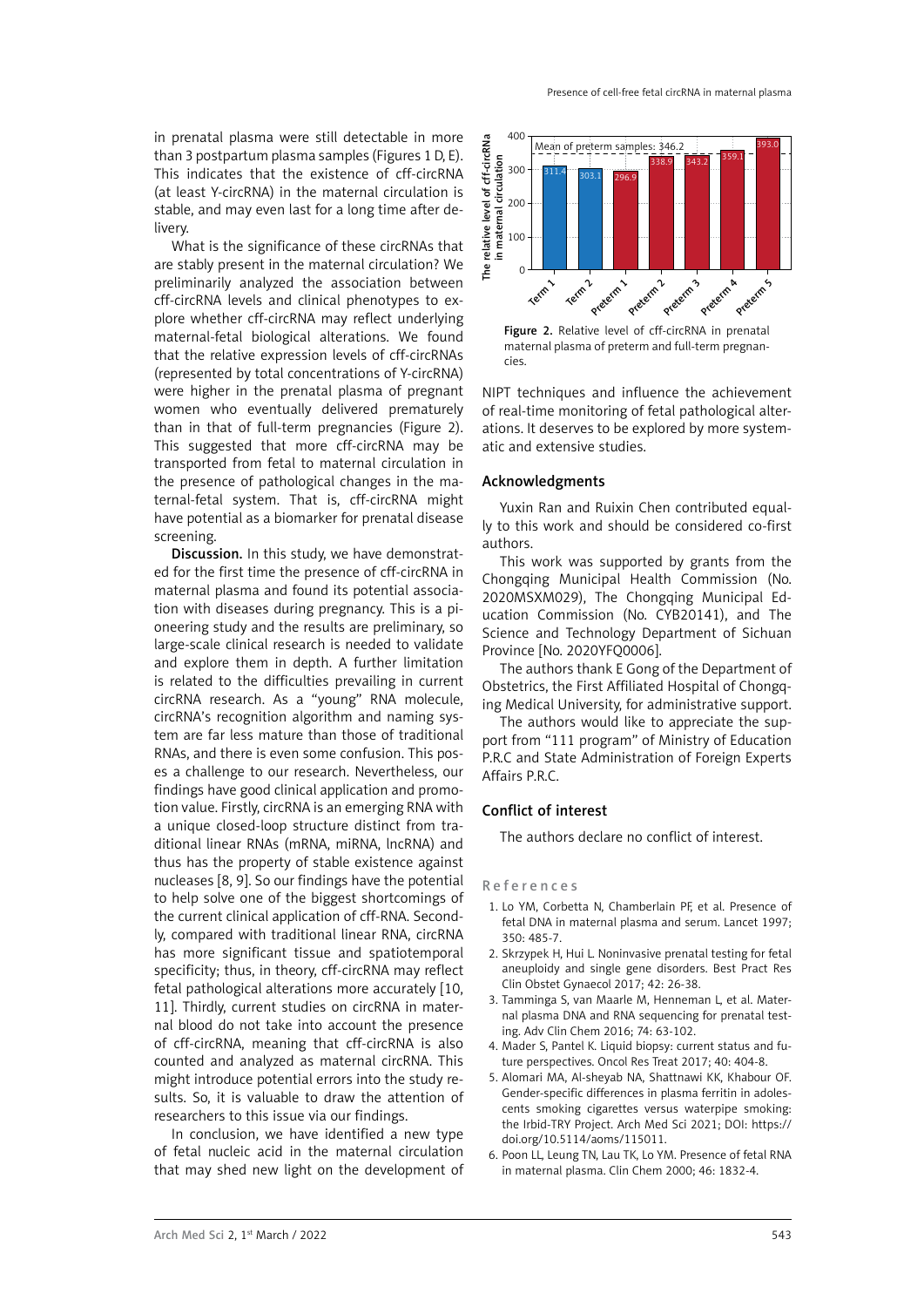in prenatal plasma were still detectable in more than 3 postpartum plasma samples (Figures 1 D, E). This indicates that the existence of cff-circRNA (at least Y-circRNA) in the maternal circulation is stable, and may even last for a long time after delivery.

What is the significance of these circRNAs that are stably present in the maternal circulation? We preliminarily analyzed the association between cff-circRNA levels and clinical phenotypes to explore whether cff-circRNA may reflect underlying maternal-fetal biological alterations. We found that the relative expression levels of cff-circRNAs (represented by total concentrations of Y-circRNA) were higher in the prenatal plasma of pregnant women who eventually delivered prematurely than in that of full-term pregnancies (Figure 2). This suggested that more cff-circRNA may be transported from fetal to maternal circulation in the presence of pathological changes in the maternal-fetal system. That is, cff-circRNA might have potential as a biomarker for prenatal disease screening.

**Discussion.** In this study, we have demonstrated for the first time the presence of cff-circRNA in maternal plasma and found its potential association with diseases during pregnancy. This is a pioneering study and the results are preliminary, so large-scale clinical research is needed to validate and explore them in depth. A further limitation is related to the difficulties prevailing in current circRNA research. As a "young" RNA molecule, circRNA's recognition algorithm and naming system are far less mature than those of traditional RNAs, and there is even some confusion. This poses a challenge to our research. Nevertheless, our findings have good clinical application and promotion value. Firstly, circRNA is an emerging RNA with a unique closed-loop structure distinct from traditional linear RNAs (mRNA, miRNA, lncRNA) and thus has the property of stable existence against nucleases [8, 9]. So our findings have the potential to help solve one of the biggest shortcomings of the current clinical application of cff-RNA. Secondly, compared with traditional linear RNA, circRNA has more significant tissue and spatiotemporal specificity; thus, in theory, cff-circRNA may reflect fetal pathological alterations more accurately [10, 11]. Thirdly, current studies on circRNA in maternal blood do not take into account the presence of cff-circRNA, meaning that cff-circRNA is also counted and analyzed as maternal circRNA. This might introduce potential errors into the study results. So, it is valuable to draw the attention of researchers to this issue via our findings.

In conclusion, we have identified a new type of fetal nucleic acid in the maternal circulation that may shed new light on the development of NIPT techniques and influence the achievement of real-time monitoring of fetal pathological alterations. It deserves to be explored by more systematic and extensive studies.

**Figure 2.** Relative level of cff-circRNA in prenatal maternal plasma of preterm and full-term pregnancies.

## Acknowledgments

Yuxin Ran and Ruixin Chen contributed equally to this work and should be considered co-first authors.

This work was supported by grants from the Chongqing Municipal Health Commission (No. 2020MSXM029), The Chongqing Municipal Education Commission (No. CYB20141), and The Science and Technology Department of Sichuan Province [No. 2020YFQ0006].

The authors thank E Gong of the Department of Obstetrics, the First Affiliated Hospital of Chongqing Medical University, for administrative support.

The authors would like to appreciate the support from "111 program" of Ministry of Education P.R.C and State Administration of Foreign Experts Affairs P.R.C.

## Conflict of interest

The authors declare no conflict of interest.

## References

1. Lo YM, Corbetta N, Chamberlain PF, et al. Presence of fetal DNA in maternal plasma and serum. Lancet 1997; 350: 485-7.
2. Skrzypek H, Hui L. Noninvasive prenatal testing for fetal aneuploidy and single gene disorders. Best Pract Res Clin Obstet Gynaecol 2017; 42: 26-38.
3. Tamminga S, van Maarle M, Henneman L, et al. Maternal plasma DNA and RNA sequencing for prenatal testing. Adv Clin Chem 2016; 74: 63-102.
4. Mader S, Pantel K. Liquid biopsy: current status and future perspectives. Oncol Res Treat 2017; 40: 404-8.
5. Alomari MA, Al-sheyab NA, Shattnawi KK, Khabour OF. Gender-specific differences in plasma ferritin in adolescents smoking cigarettes versus waterpipe smoking: the Irbid-TRY Project. Arch Med Sci 2021; DOI: https://doi.org/10.5114/aoms/115011.
6. Poon LL, Leung TN, Lau TK, Lo YM. Presence of fetal RNA in maternal plasma. Clin Chem 2000; 46: 1832-4.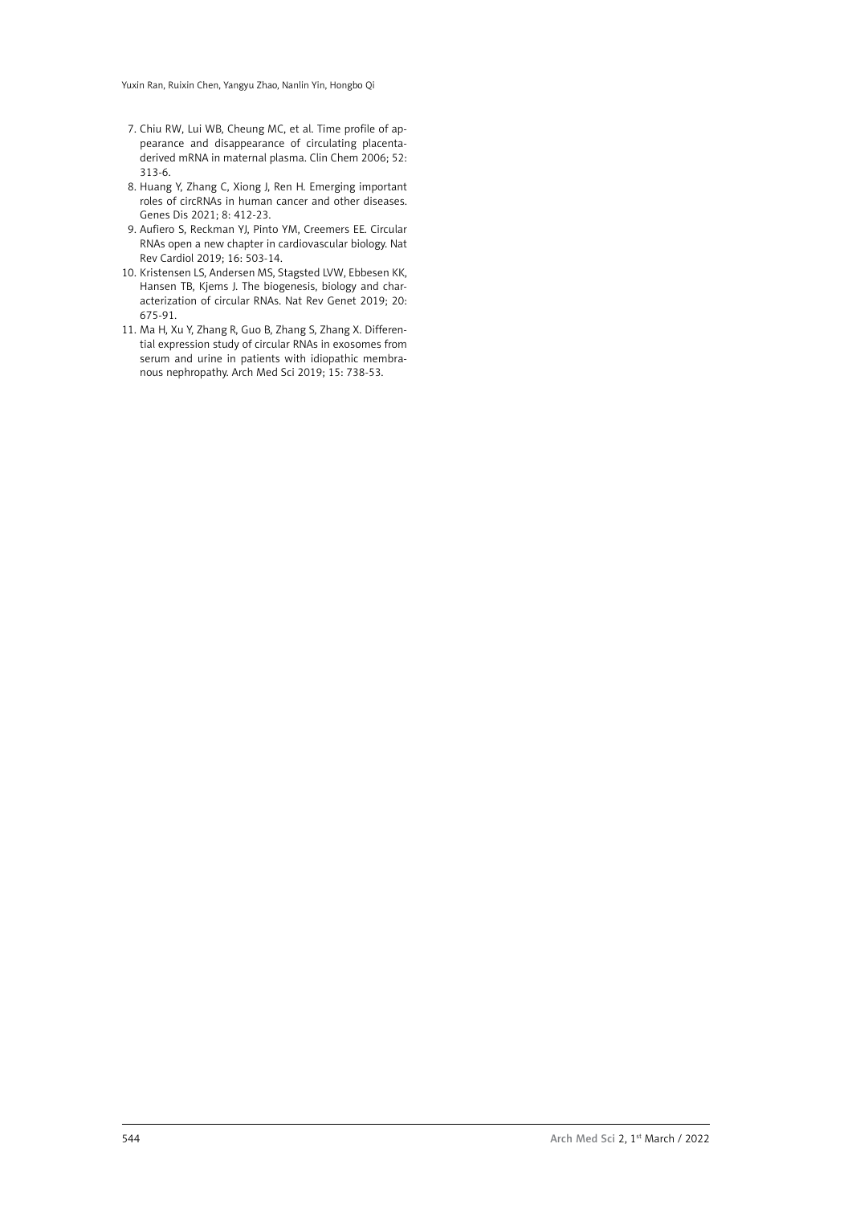7. Chiu RW, Lui WB, Cheung MC, et al. Time profile of appearance and disappearance of circulating placenta-derived mRNA in maternal plasma. Clin Chem 2006; 52: 313-6.
8. Huang Y, Zhang C, Xiong J, Ren H. Emerging important roles of circRNAs in human cancer and other diseases. Genes Dis 2021; 8: 412-23.
9. Aufiero S, Reckman YJ, Pinto YM, Creemers EE. Circular RNAs open a new chapter in cardiovascular biology. Nat Rev Cardiol 2019; 16: 503-14.
10. Kristensen LS, Andersen MS, Stagsted LVW, Ebbesen KK, Hansen TB, Kjems J. The biogenesis, biology and characterization of circular RNAs. Nat Rev Genet 2019; 20: 675-91.
11. Ma H, Xu Y, Zhang R, Guo B, Zhang S, Zhang X. Differential expression study of circular RNAs in exosomes from serum and urine in patients with idiopathic membranous nephropathy. Arch Med Sci 2019; 15: 738-53.